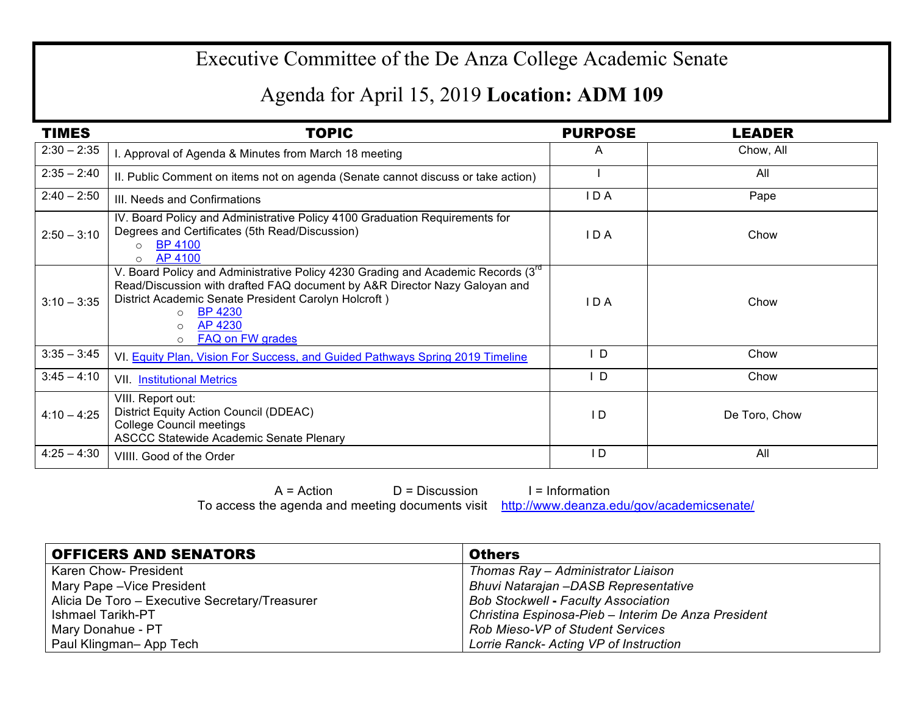# Executive Committee of the De Anza College Academic Senate

## Agenda for April 15, 2019 **Location: ADM 109**

| TIMES | TOPIC | PURPOSE | LEADER |
|---|---|---|---|
| 2:30 – 2:35 | I. Approval of Agenda & Minutes from March 18 meeting | A | Chow, All |
| 2:35 – 2:40 | II. Public Comment on items not on agenda (Senate cannot discuss or take action) | I | All |
| 2:40 – 2:50 | III. Needs and Confirmations | I D A | Pape |
| 2:50 – 3:10 | IV. Board Policy and Administrative Policy 4100 Graduation Requirements for Degrees and Certificates (5th Read/Discussion)<br>○ BP 4100<br>○ AP 4100 | I D A | Chow |
| 3:10 – 3:35 | V. Board Policy and Administrative Policy 4230 Grading and Academic Records (3rd Read/Discussion with drafted FAQ document by A&R Director Nazy Galoyan and District Academic Senate President Carolyn Holcroft )<br>○ BP 4230<br>○ AP 4230<br>○ FAQ on FW grades | I D A | Chow |
| 3:35 – 3:45 | VI. Equity Plan, Vision For Success, and Guided Pathways Spring 2019 Timeline | I D | Chow |
| 3:45 – 4:10 | VII. Institutional Metrics | I D | Chow |
| 4:10 – 4:25 | VIII. Report out:<br>District Equity Action Council (DDEAC)<br>College Council meetings<br>ASCCC Statewide Academic Senate Plenary | I D | De Toro, Chow |
| 4:25 – 4:30 | VIIII. Good of the Order | I D | All |

A = Action D = Discussion I = Information

To access the agenda and meeting documents visit http://www.deanza.edu/gov/academicsenate/

| OFFICERS AND SENATORS | Others |
|---|---|
| Karen Chow- President | *Thomas Ray – Administrator Liaison* |
| Mary Pape –Vice President | *Bhuvi Natarajan –DASB Representative* |
| Alicia De Toro – Executive Secretary/Treasurer | *Bob Stockwell - Faculty Association* |
| Ishmael Tarikh-PT | *Christina Espinosa-Pieb – Interim De Anza President* |
| Mary Donahue - PT | *Rob Mieso-VP of Student Services* |
| Paul Klingman– App Tech | *Lorrie Ranck- Acting VP of Instruction* |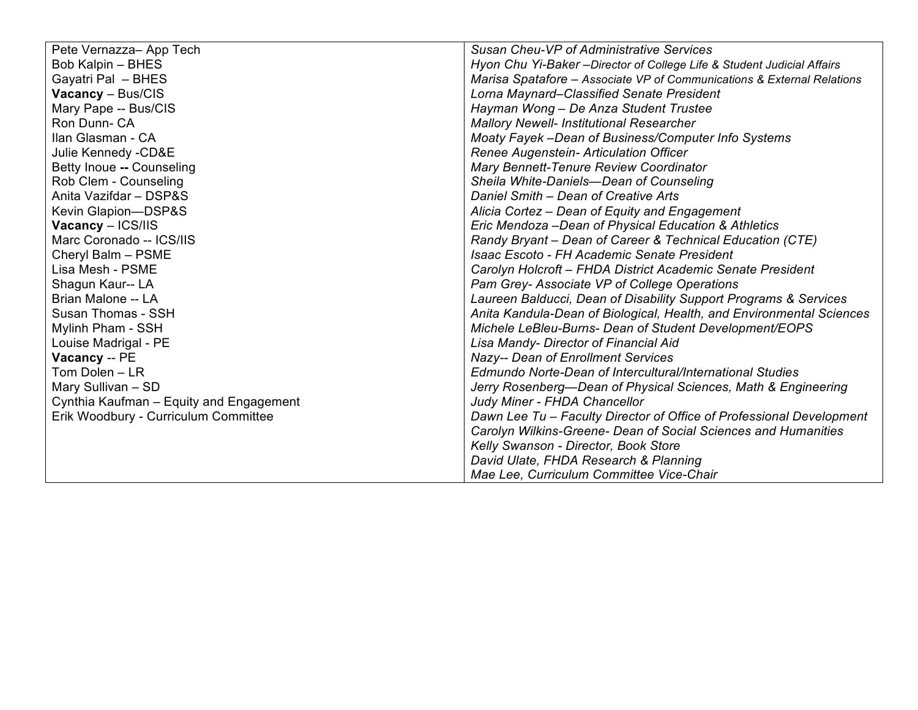| | |
|---|---|
| Pete Vernazza– App Tech<br>Bob Kalpin – BHES<br>Gayatri Pal – BHES<br>**Vacancy** – Bus/CIS<br>Mary Pape -- Bus/CIS<br>Ron Dunn- CA<br>Ilan Glasman - CA<br>Julie Kennedy -CD&E<br>Betty Inoue **--** Counseling<br>Rob Clem - Counseling<br>Anita Vazifdar – DSP&S<br>Kevin Glapion—DSP&S<br>**Vacancy** – ICS/IIS<br>Marc Coronado -- ICS/IIS<br>Cheryl Balm – PSME<br>Lisa Mesh - PSME<br>Shagun Kaur-- LA<br>Brian Malone -- LA<br>Susan Thomas - SSH<br>Mylinh Pham - SSH<br>Louise Madrigal - PE<br>**Vacancy** -- PE<br>Tom Dolen – LR<br>Mary Sullivan – SD<br>Cynthia Kaufman – Equity and Engagement<br>Erik Woodbury - Curriculum Committee | *Susan Cheu-VP of Administrative Services*<br>*Hyon Chu Yi-Baker –Director of College Life & Student Judicial Affairs*<br>*Marisa Spatafore – Associate VP of Communications & External Relations*<br>*Lorna Maynard–Classified Senate President*<br>*Hayman Wong – De Anza Student Trustee*<br>*Mallory Newell- Institutional Researcher*<br>*Moaty Fayek –Dean of Business/Computer Info Systems*<br>*Renee Augenstein- Articulation Officer*<br>*Mary Bennett-Tenure Review Coordinator*<br>*Sheila White-Daniels—Dean of Counseling*<br>*Daniel Smith – Dean of Creative Arts*<br>*Alicia Cortez – Dean of Equity and Engagement*<br>*Eric Mendoza –Dean of Physical Education & Athletics*<br>*Randy Bryant – Dean of Career & Technical Education (CTE)*<br>*Isaac Escoto - FH Academic Senate President*<br>*Carolyn Holcroft – FHDA District Academic Senate President*<br>*Pam Grey- Associate VP of College Operations*<br>*Laureen Balducci, Dean of Disability Support Programs & Services*<br>*Anita Kandula-Dean of Biological, Health, and Environmental Sciences*<br>*Michele LeBleu-Burns- Dean of Student Development/EOPS*<br>*Lisa Mandy- Director of Financial Aid*<br>*Nazy-- Dean of Enrollment Services*<br>*Edmundo Norte-Dean of Intercultural/International Studies*<br>*Jerry Rosenberg—Dean of Physical Sciences, Math & Engineering*<br>*Judy Miner - FHDA Chancellor*<br>*Dawn Lee Tu – Faculty Director of Office of Professional Development*<br>*Carolyn Wilkins-Greene- Dean of Social Sciences and Humanities*<br>*Kelly Swanson - Director, Book Store*<br>*David Ulate, FHDA Research & Planning*<br>*Mae Lee, Curriculum Committee Vice-Chair* |